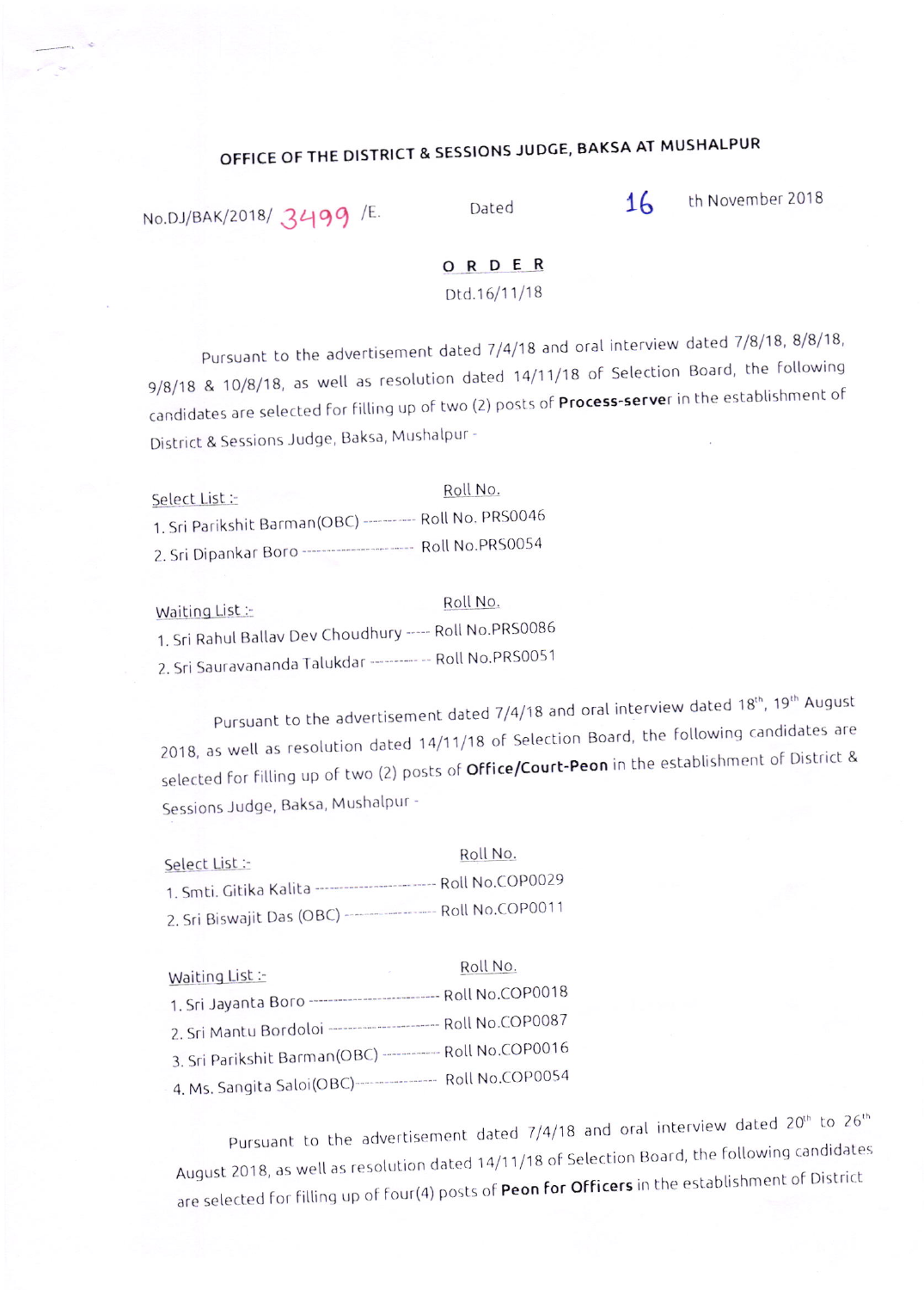# OFFICE OF THE DISTRICT & SESSIONS JUDGE, BAKSA AT MUSHALPUR

No.DJ/BAK/2018/ 3499 /E. Dated 16 th November 2018

## ORDER

Dtd.16/11/18

Pursuant to the advertisement dated 7/4/18 and oral interview dated 7/8/18, 8/8/18, 9/8/18 & 10/8/18, as well as resolution dated 14/11/18 of Selection Board, the following candidates are selected for filling up of two (2) posts of **Process-server** in the establishment of District & Sessions Judge, Baksa, Mushalpur -

| Select List :- | Roll No. |
|---|---|
| 1. Sri Parikshit Barman(OBC) | Roll No. PRS0046 |
| 2. Sri Dipankar Boro | Roll No.PRS0054 |

| Waiting List :- | Roll No. |
|---|---|
| 1. Sri Rahul Ballav Dev Choudhury | Roll No.PRS0086 |
| 2. Sri Sauravananda Talukdar | Roll No.PRS0051 |

Pursuant to the advertisement dated 7/4/18 and oral interview dated 18th, 19th August 2018, as well as resolution dated 14/11/18 of Selection Board, the following candidates are selected for filling up of two (2) posts of **Office/Court-Peon** in the establishment of District & Sessions Judge, Baksa, Mushalpur -

| Select List :- | Roll No. |
|---|---|
| 1. Smti. Gitika Kalita | Roll No.COP0029 |
| 2. Sri Biswajit Das (OBC) | Roll No.COP0011 |

| Waiting List :- | Roll No. |
|---|---|
| 1. Sri Jayanta Boro | Roll No.COP0018 |
| 2. Sri Mantu Bordoloi | Roll No.COP0087 |
| 3. Sri Parikshit Barman(OBC) | Roll No.COP0016 |
| 4. Ms. Sangita Saloi(OBC) | Roll No.COP0054 |

Pursuant to the advertisement dated 7/4/18 and oral interview dated 20th to 26th August 2018, as well as resolution dated 14/11/18 of Selection Board, the following candidates are selected for filling up of four(4) posts of **Peon for Officers** in the establishment of District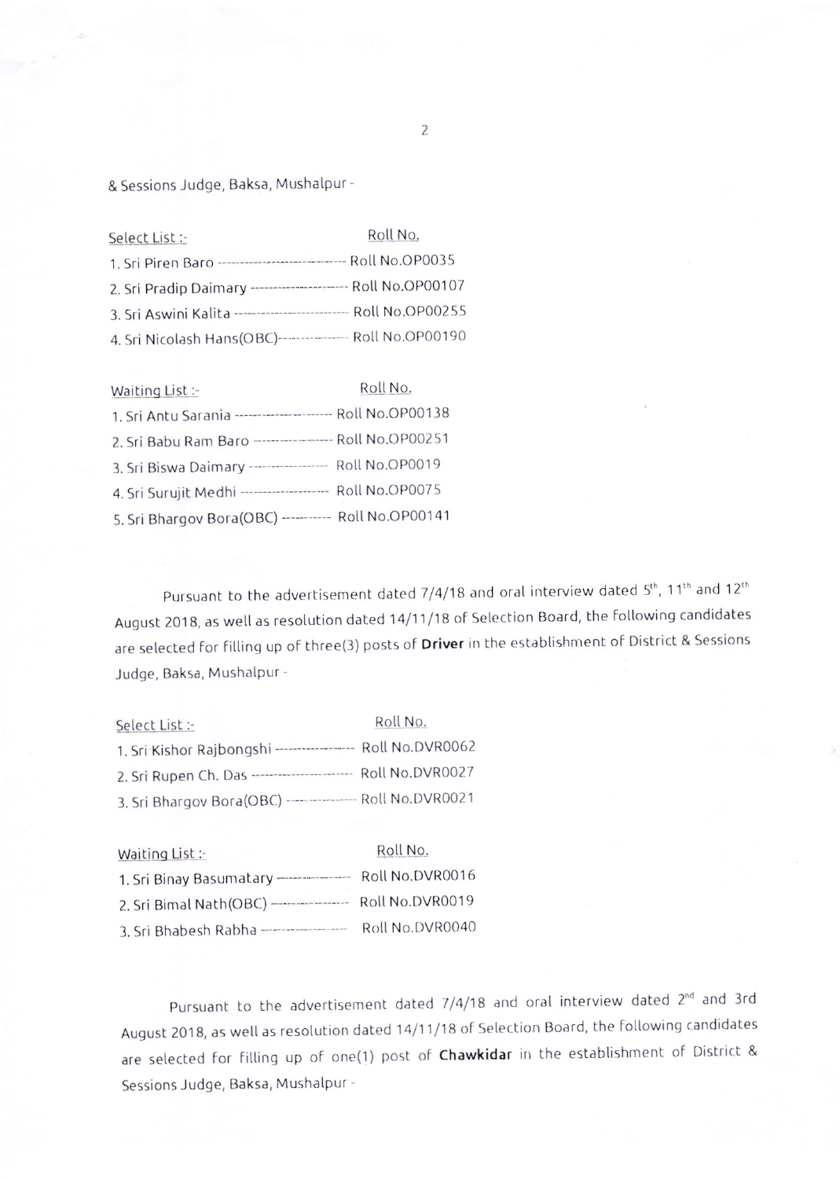& Sessions Judge, Baksa, Mushalpur -

Select List :- Roll No.

1. Sri Piren Baro ------------------------------ Roll No.OP0035
2. Sri Pradip Daimary -------------------- Roll No.OP00107
3. Sri Aswini Kalita ------------------------ Roll No.OP00255
4. Sri Nicolash Hans(OBC)--------------- Roll No.OP00190

Waiting List :- Roll No.

1. Sri Antu Sarania --------------------- Roll No.OP00138
2. Sri Babu Ram Baro ----------------- Roll No.OP00251
3. Sri Biswa Daimary ---------------- Roll No.OP0019
4. Sri Surujit Medhi ------------------ Roll No.OP0075
5. Sri Bhargov Bora(OBC) ---------- Roll No.OP00141

Pursuant to the advertisement dated 7/4/18 and oral interview dated 5th, 11th and 12th August 2018, as well as resolution dated 14/11/18 of Selection Board, the following candidates are selected for filling up of three(3) posts of **Driver** in the establishment of District & Sessions Judge, Baksa, Mushalpur -

Select List :- Roll No.

1. Sri Kishor Rajbongshi ---------------- Roll No.DVR0062
2. Sri Rupen Ch. Das --------------------- Roll No.DVR0027
3. Sri Bhargov Bora(OBC) -------------- Roll No.DVR0021

Waiting List :- Roll No.

1. Sri Binay Basumatary --------------- Roll No.DVR0016
2. Sri Bimal Nath(OBC) ---------------- Roll No.DVR0019
3. Sri Bhabesh Rabha ------------------ Roll No.DVR0040

Pursuant to the advertisement dated 7/4/18 and oral interview dated 2nd and 3rd August 2018, as well as resolution dated 14/11/18 of Selection Board, the following candidates are selected for filling up of one(1) post of **Chawkidar** in the establishment of District & Sessions Judge, Baksa, Mushalpur -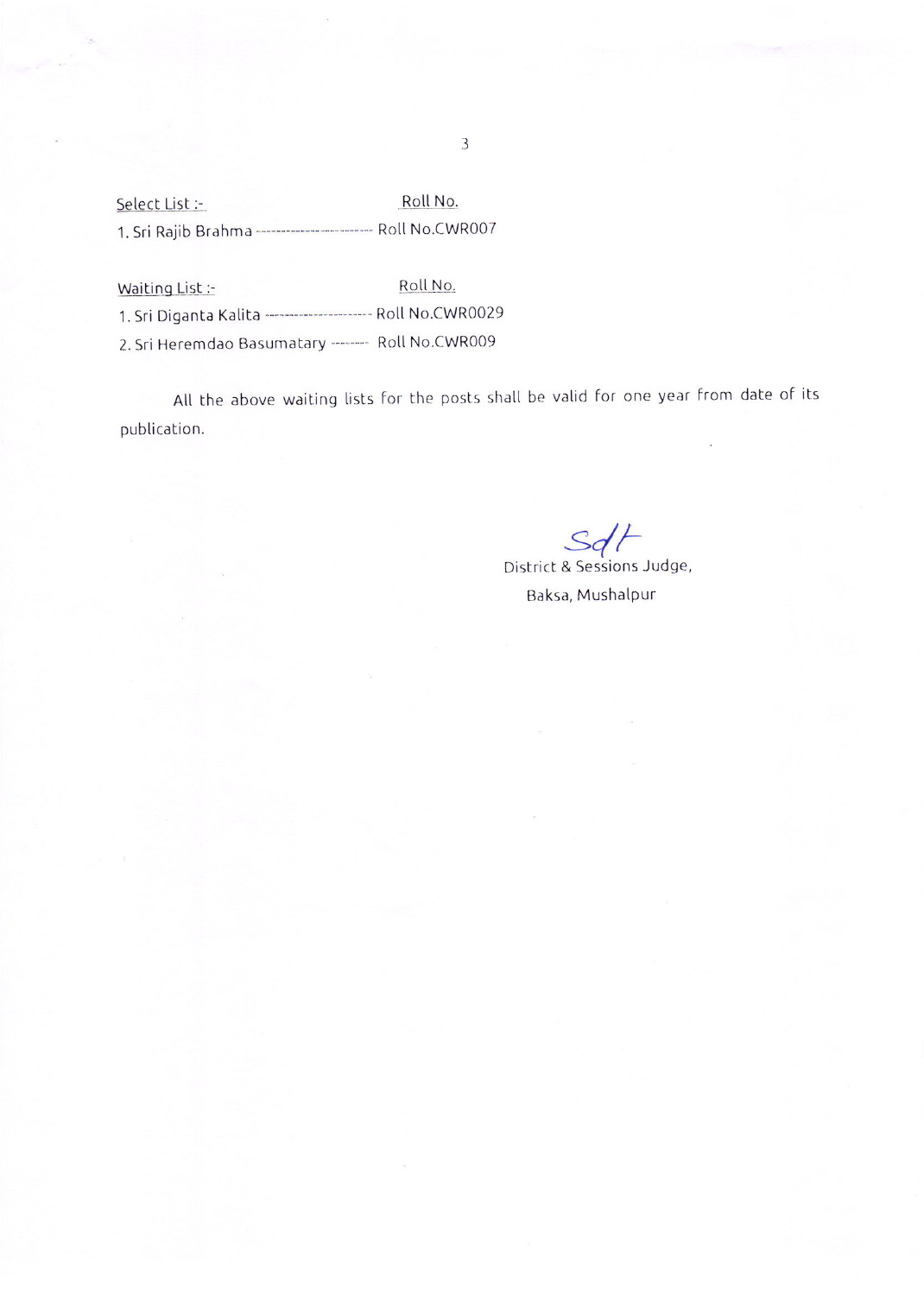Select List :- Roll No.

1. Sri Rajib Brahma ------------------------ Roll No.CWR007

Waiting List :- Roll No.

1. Sri Diganta Kalita ---------------------- Roll No.CWR0029
2. Sri Heremdao Basumatary -------- Roll No.CWR009

All the above waiting lists for the posts shall be valid for one year from date of its publication.

Sd/-

District & Sessions Judge,
Baksa, Mushalpur